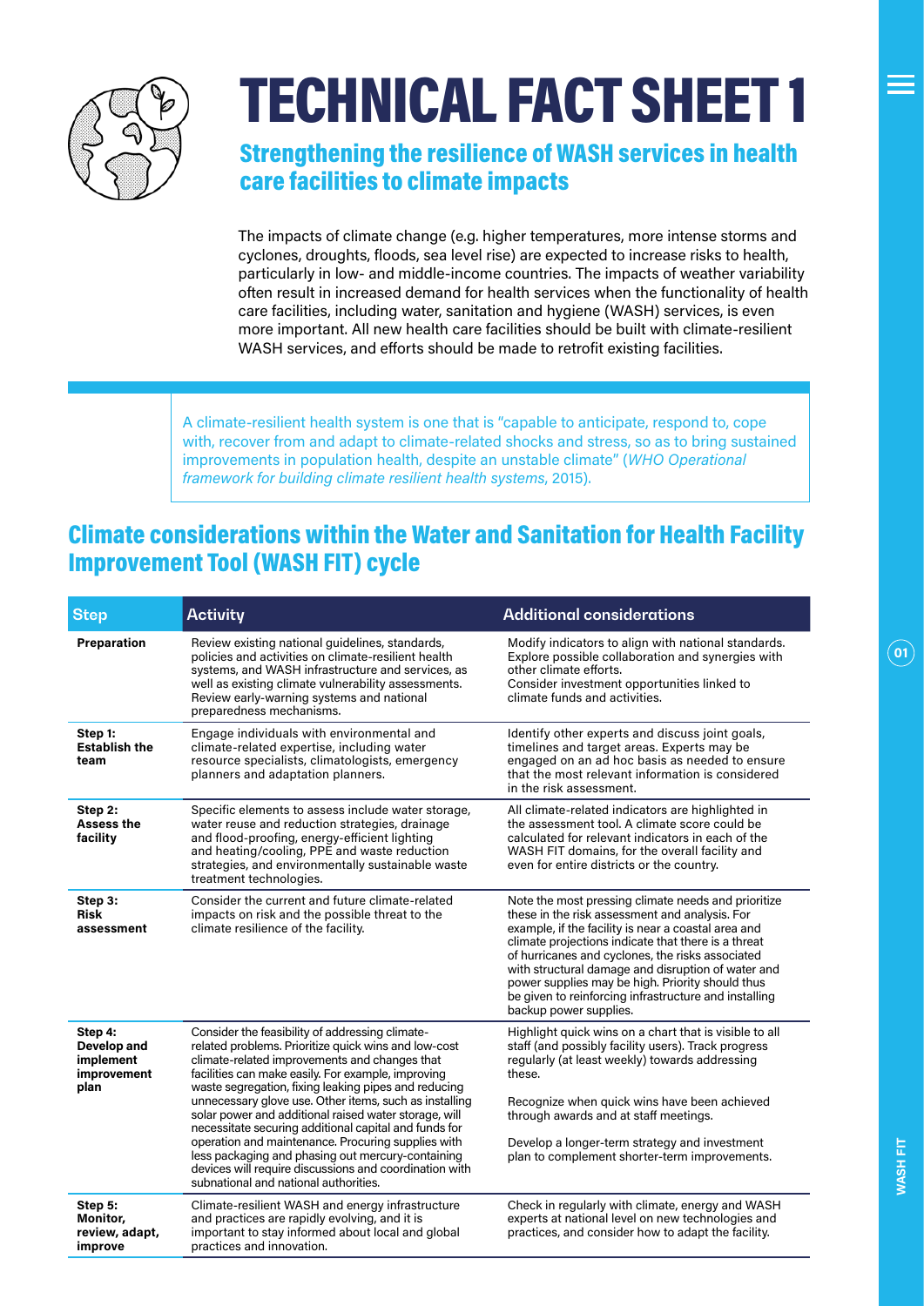# TECHNICAL FACT SHEET 1

## Strengthening the resilience of WASH services in health care facilities to climate impacts

The impacts of climate change (e.g. higher temperatures, more intense storms and cyclones, droughts, floods, sea level rise) are expected to increase risks to health, particularly in low- and middle-income countries. The impacts of weather variability often result in increased demand for health services when the functionality of health care facilities, including water, sanitation and hygiene (WASH) services, is even more important. All new health care facilities should be built with climate-resilient WASH services, and efforts should be made to retrofit existing facilities.

A climate-resilient health system is one that is "capable to anticipate, respond to, cope with, recover from and adapt to climate-related shocks and stress, so as to bring sustained improvements in population health, despite an unstable climate" (*WHO Operational framework for building climate resilient health systems*, 2015).

## Climate considerations within the Water and Sanitation for Health Facility Improvement Tool (WASH FIT) cycle

| Step | Activity | Additional considerations |
| --- | --- | --- |
| **Preparation** | Review existing national guidelines, standards, policies and activities on climate-resilient health systems, and WASH infrastructure and services, as well as existing climate vulnerability assessments. Review early-warning systems and national preparedness mechanisms. | Modify indicators to align with national standards. Explore possible collaboration and synergies with other climate efforts. Consider investment opportunities linked to climate funds and activities. |
| **Step 1: Establish the team** | Engage individuals with environmental and climate-related expertise, including water resource specialists, climatologists, emergency planners and adaptation planners. | Identify other experts and discuss joint goals, timelines and target areas. Experts may be engaged on an ad hoc basis as needed to ensure that the most relevant information is considered in the risk assessment. |
| **Step 2: Assess the facility** | Specific elements to assess include water storage, water reuse and reduction strategies, drainage and flood-proofing, energy-efficient lighting and heating/cooling, PPE and waste reduction strategies, and environmentally sustainable waste treatment technologies. | All climate-related indicators are highlighted in the assessment tool. A climate score could be calculated for relevant indicators in each of the WASH FIT domains, for the overall facility and even for entire districts or the country. |
| **Step 3: Risk assessment** | Consider the current and future climate-related impacts on risk and the possible threat to the climate resilience of the facility. | Note the most pressing climate needs and prioritize these in the risk assessment and analysis. For example, if the facility is near a coastal area and climate projections indicate that there is a threat of hurricanes and cyclones, the risks associated with structural damage and disruption of water and power supplies may be high. Priority should thus be given to reinforcing infrastructure and installing backup power supplies. |
| **Step 4: Develop and implement improvement plan** | Consider the feasibility of addressing climate-related problems. Prioritize quick wins and low-cost climate-related improvements and changes that facilities can make easily. For example, improving waste segregation, fixing leaking pipes and reducing unnecessary glove use. Other items, such as installing solar power and additional raised water storage, will necessitate securing additional capital and funds for operation and maintenance. Procuring supplies with less packaging and phasing out mercury-containing devices will require discussions and coordination with subnational and national authorities. | Highlight quick wins on a chart that is visible to all staff (and possibly facility users). Track progress regularly (at least weekly) towards addressing these.<br><br>Recognize when quick wins have been achieved through awards and at staff meetings.<br><br>Develop a longer-term strategy and investment plan to complement shorter-term improvements. |
| **Step 5: Monitor, review, adapt, improve** | Climate-resilient WASH and energy infrastructure and practices are rapidly evolving, and it is important to stay informed about local and global practices and innovation. | Check in regularly with climate, energy and WASH experts at national level on new technologies and practices, and consider how to adapt the facility. |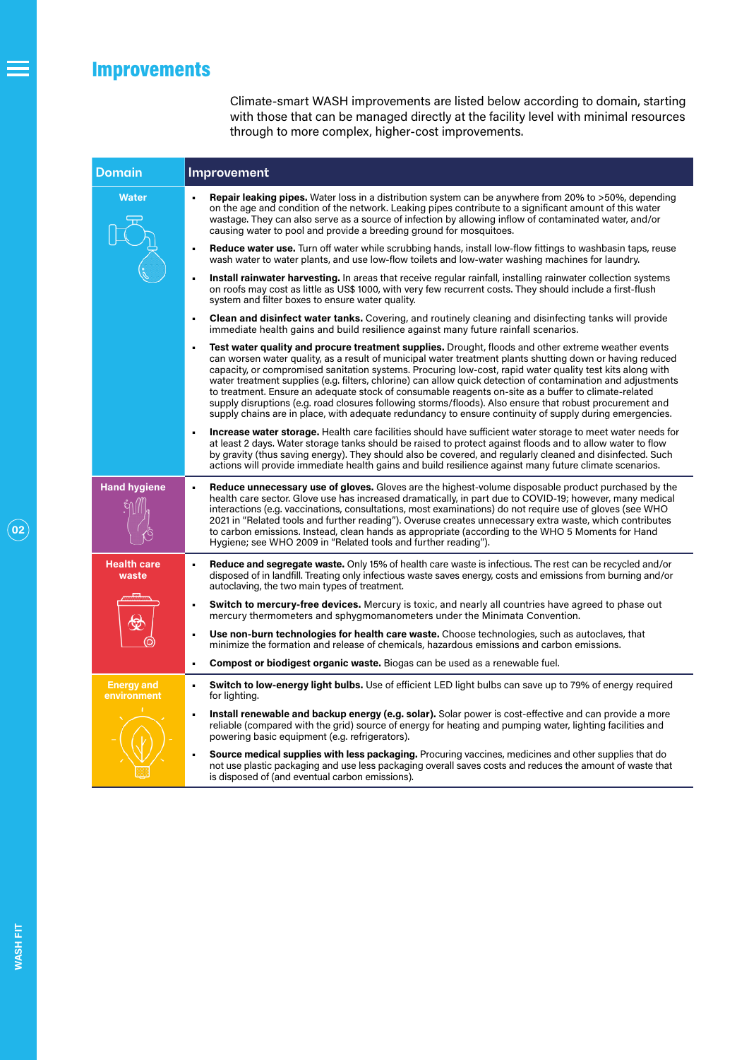## Improvements

Climate-smart WASH improvements are listed below according to domain, starting with those that can be managed directly at the facility level with minimal resources through to more complex, higher-cost improvements.

| Domain | Improvement |
|---|---|
| Water | • **Repair leaking pipes.** Water loss in a distribution system can be anywhere from 20% to >50%, depending on the age and condition of the network. Leaking pipes contribute to a significant amount of this water wastage. They can also serve as a source of infection by allowing inflow of contaminated water, and/or causing water to pool and provide a breeding ground for mosquitoes.<br>• **Reduce water use.** Turn off water while scrubbing hands, install low-flow fittings to washbasin taps, reuse wash water to water plants, and use low-flow toilets and low-water washing machines for laundry.<br>• **Install rainwater harvesting.** In areas that receive regular rainfall, installing rainwater collection systems on roofs may cost as little as US$ 1000, with very few recurrent costs. They should include a first-flush system and filter boxes to ensure water quality.<br>• **Clean and disinfect water tanks.** Covering, and routinely cleaning and disinfecting tanks will provide immediate health gains and build resilience against many future rainfall scenarios.<br>• **Test water quality and procure treatment supplies.** Drought, floods and other extreme weather events can worsen water quality, as a result of municipal water treatment plants shutting down or having reduced capacity, or compromised sanitation systems. Procuring low-cost, rapid water quality test kits along with water treatment supplies (e.g. filters, chlorine) can allow quick detection of contamination and adjustments to treatment. Ensure an adequate stock of consumable reagents on-site as a buffer to climate-related supply disruptions (e.g. road closures following storms/floods). Also ensure that robust procurement and supply chains are in place, with adequate redundancy to ensure continuity of supply during emergencies.<br>• **Increase water storage.** Health care facilities should have sufficient water storage to meet water needs for at least 2 days. Water storage tanks should be raised to protect against floods and to allow water to flow by gravity (thus saving energy). They should also be covered, and regularly cleaned and disinfected. Such actions will provide immediate health gains and build resilience against many future climate scenarios. |
| Hand hygiene | • **Reduce unnecessary use of gloves.** Gloves are the highest-volume disposable product purchased by the health care sector. Glove use has increased dramatically, in part due to COVID-19; however, many medical interactions (e.g. vaccinations, consultations, most examinations) do not require use of gloves (see WHO 2021 in "Related tools and further reading"). Overuse creates unnecessary extra waste, which contributes to carbon emissions. Instead, clean hands as appropriate (according to the WHO 5 Moments for Hand Hygiene; see WHO 2009 in "Related tools and further reading"). |
| Health care waste | • **Reduce and segregate waste.** Only 15% of health care waste is infectious. The rest can be recycled and/or disposed of in landfill. Treating only infectious waste saves energy, costs and emissions from burning and/or autoclaving, the two main types of treatment.<br>• **Switch to mercury-free devices.** Mercury is toxic, and nearly all countries have agreed to phase out mercury thermometers and sphygmomanometers under the Minimata Convention.<br>• **Use non-burn technologies for health care waste.** Choose technologies, such as autoclaves, that minimize the formation and release of chemicals, hazardous emissions and carbon emissions.<br>• **Compost or biodigest organic waste.** Biogas can be used as a renewable fuel. |
| Energy and environment | • **Switch to low-energy light bulbs.** Use of efficient LED light bulbs can save up to 79% of energy required for lighting.<br>• **Install renewable and backup energy (e.g. solar).** Solar power is cost-effective and can provide a more reliable (compared with the grid) source of energy for heating and pumping water, lighting facilities and powering basic equipment (e.g. refrigerators).<br>• **Source medical supplies with less packaging.** Procuring vaccines, medicines and other supplies that do not use plastic packaging and use less packaging overall saves costs and reduces the amount of waste that is disposed of (and eventual carbon emissions). |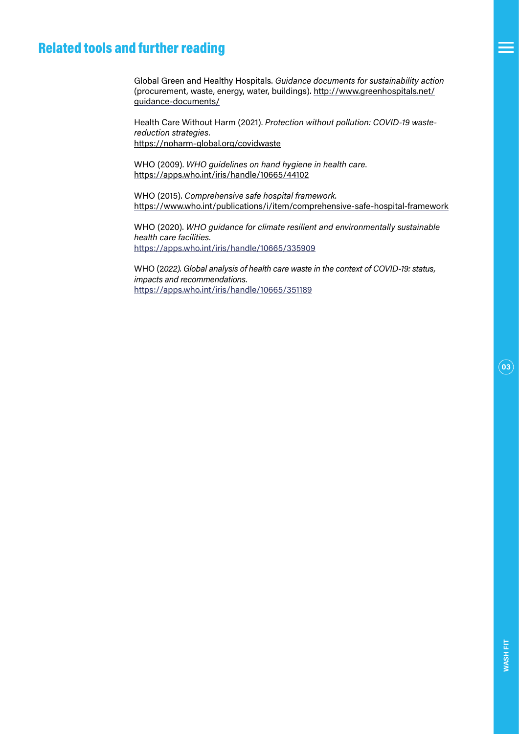## Related tools and further reading

Global Green and Healthy Hospitals. *Guidance documents for sustainability action* (procurement, waste, energy, water, buildings). http://www.greenhospitals.net/guidance-documents/

Health Care Without Harm (2021). *Protection without pollution: COVID-19 waste-reduction strategies*.
https://noharm-global.org/covidwaste

WHO (2009). *WHO guidelines on hand hygiene in health care*.
https://apps.who.int/iris/handle/10665/44102

WHO (2015). *Comprehensive safe hospital framework*.
https://www.who.int/publications/i/item/comprehensive-safe-hospital-framework

WHO (2020). *WHO guidance for climate resilient and environmentally sustainable health care facilities.*
https://apps.who.int/iris/handle/10665/335909

WHO (2022). *Global analysis of health care waste in the context of COVID-19: status, impacts and recommendations.*
https://apps.who.int/iris/handle/10665/351189